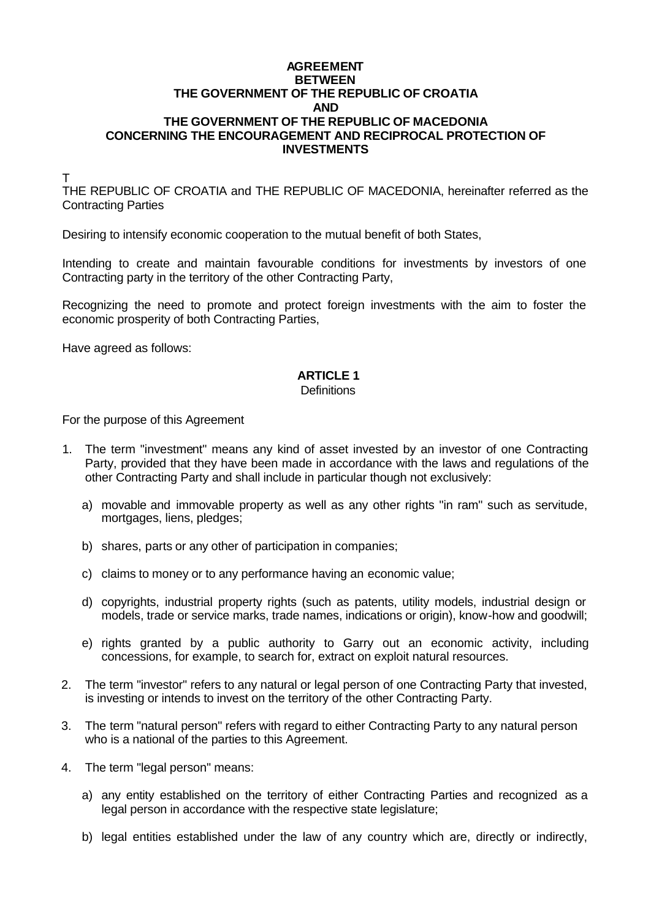**AGREEMENT**
**BETWEEN**
**THE GOVERNMENT OF THE REPUBLIC OF CROATIA**
**AND**
**THE GOVERNMENT OF THE REPUBLIC OF MACEDONIA**
**CONCERNING THE ENCOURAGEMENT AND RECIPROCAL PROTECTION OF INVESTMENTS**

T

THE REPUBLIC OF CROATIA and THE REPUBLIC OF MACEDONIA, hereinafter referred as the Contracting Parties

Desiring to intensify economic cooperation to the mutual benefit of both States,

Intending to create and maintain favourable conditions for investments by investors of one Contracting party in the territory of the other Contracting Party,

Recognizing the need to promote and protect foreign investments with the aim to foster the economic prosperity of both Contracting Parties,

Have agreed as follows:

## ARTICLE 1
Definitions

For the purpose of this Agreement

1. The term "investment" means any kind of asset invested by an investor of one Contracting Party, provided that they have been made in accordance with the laws and regulations of the other Contracting Party and shall include in particular though not exclusively:

   a) movable and immovable property as well as any other rights "in ram" such as servitude, mortgages, liens, pledges;

   b) shares, parts or any other of participation in companies;

   c) claims to money or to any performance having an economic value;

   d) copyrights, industrial property rights (such as patents, utility models, industrial design or models, trade or service marks, trade names, indications or origin), know-how and goodwill;

   e) rights granted by a public authority to Garry out an economic activity, including concessions, for example, to search for, extract on exploit natural resources.

2. The term "investor" refers to any natural or legal person of one Contracting Party that invested, is investing or intends to invest on the territory of the other Contracting Party.

3. The term "natural person" refers with regard to either Contracting Party to any natural person who is a national of the parties to this Agreement.

4. The term "legal person" means:

   a) any entity established on the territory of either Contracting Parties and recognized as a legal person in accordance with the respective state legislature;

   b) legal entities established under the law of any country which are, directly or indirectly,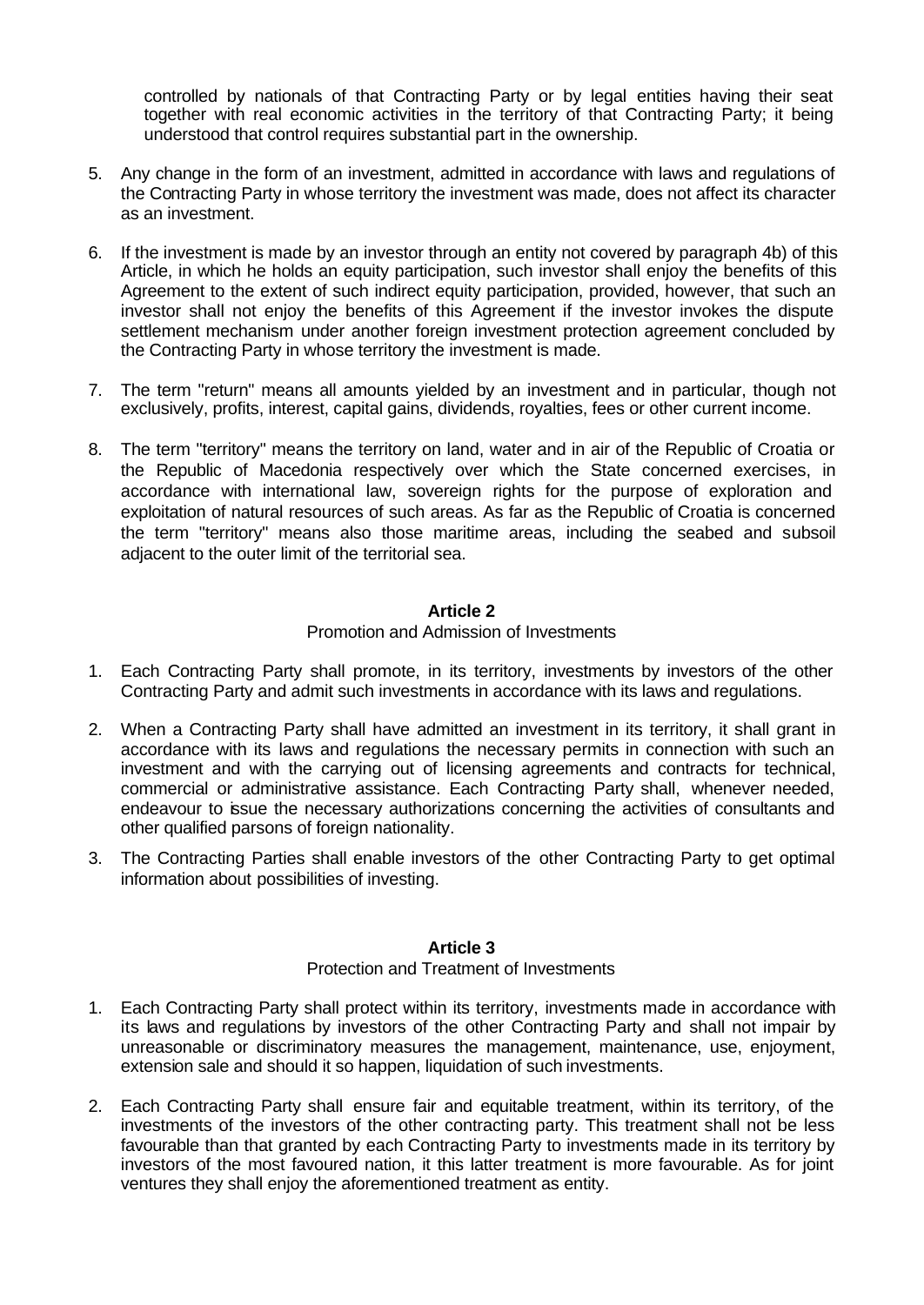controlled by nationals of that Contracting Party or by legal entities having their seat together with real economic activities in the territory of that Contracting Party; it being understood that control requires substantial part in the ownership.

5. Any change in the form of an investment, admitted in accordance with laws and regulations of the Contracting Party in whose territory the investment was made, does not affect its character as an investment.

6. If the investment is made by an investor through an entity not covered by paragraph 4b) of this Article, in which he holds an equity participation, such investor shall enjoy the benefits of this Agreement to the extent of such indirect equity participation, provided, however, that such an investor shall not enjoy the benefits of this Agreement if the investor invokes the dispute settlement mechanism under another foreign investment protection agreement concluded by the Contracting Party in whose territory the investment is made.

7. The term "return" means all amounts yielded by an investment and in particular, though not exclusively, profits, interest, capital gains, dividends, royalties, fees or other current income.

8. The term "territory" means the territory on land, water and in air of the Republic of Croatia or the Republic of Macedonia respectively over which the State concerned exercises, in accordance with international law, sovereign rights for the purpose of exploration and exploitation of natural resources of such areas. As far as the Republic of Croatia is concerned the term "territory" means also those maritime areas, including the seabed and subsoil adjacent to the outer limit of the territorial sea.

**Article 2**

Promotion and Admission of Investments

1. Each Contracting Party shall promote, in its territory, investments by investors of the other Contracting Party and admit such investments in accordance with its laws and regulations.

2. When a Contracting Party shall have admitted an investment in its territory, it shall grant in accordance with its laws and regulations the necessary permits in connection with such an investment and with the carrying out of licensing agreements and contracts for technical, commercial or administrative assistance. Each Contracting Party shall, whenever needed, endeavour to issue the necessary authorizations concerning the activities of consultants and other qualified parsons of foreign nationality.

3. The Contracting Parties shall enable investors of the other Contracting Party to get optimal information about possibilities of investing.

**Article 3**

Protection and Treatment of Investments

1. Each Contracting Party shall protect within its territory, investments made in accordance with its laws and regulations by investors of the other Contracting Party and shall not impair by unreasonable or discriminatory measures the management, maintenance, use, enjoyment, extension sale and should it so happen, liquidation of such investments.

2. Each Contracting Party shall ensure fair and equitable treatment, within its territory, of the investments of the investors of the other contracting party. This treatment shall not be less favourable than that granted by each Contracting Party to investments made in its territory by investors of the most favoured nation, it this latter treatment is more favourable. As for joint ventures they shall enjoy the aforementioned treatment as entity.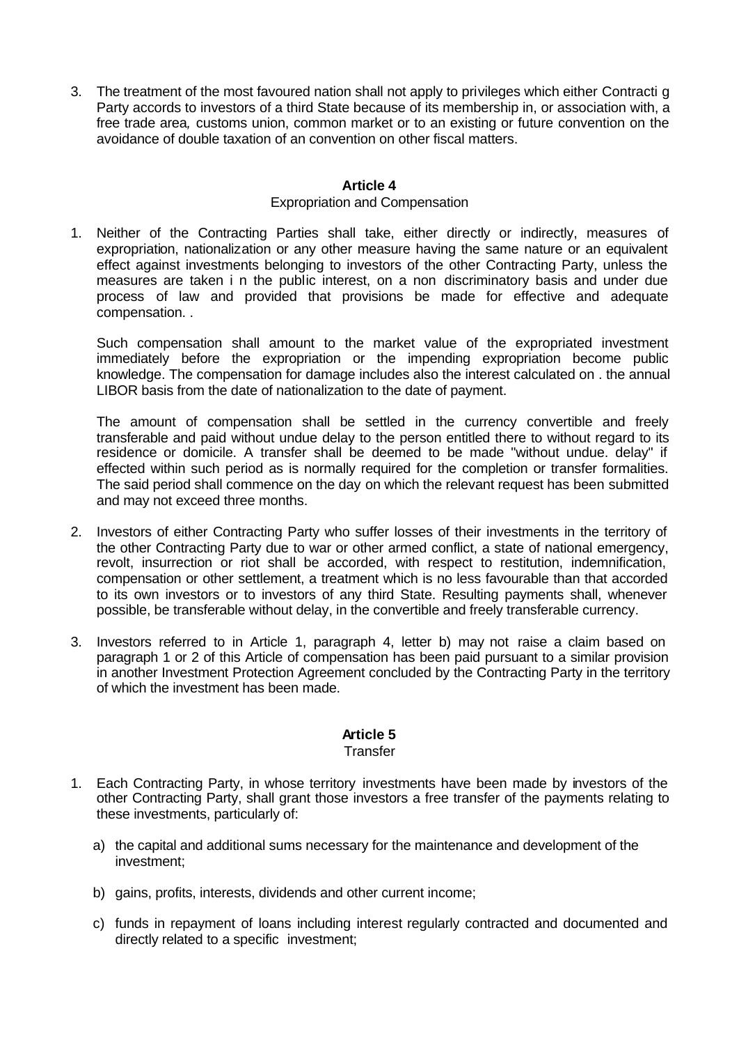3. The treatment of the most favoured nation shall not apply to privileges which either Contracti g Party accords to investors of a third State because of its membership in, or association with, a free trade area, customs union, common market or to an existing or future convention on the avoidance of double taxation of an convention on other fiscal matters.

#### Article 4

Expropriation and Compensation

1. Neither of the Contracting Parties shall take, either directly or indirectly, measures of expropriation, nationalization or any other measure having the same nature or an equivalent effect against investments belonging to investors of the other Contracting Party, unless the measures are taken i n the public interest, on a non discriminatory basis and under due process of law and provided that provisions be made for effective and adequate compensation. .

   Such compensation shall amount to the market value of the expropriated investment immediately before the expropriation or the impending expropriation become public knowledge. The compensation for damage includes also the interest calculated on . the annual LIBOR basis from the date of nationalization to the date of payment.

   The amount of compensation shall be settled in the currency convertible and freely transferable and paid without undue delay to the person entitled there to without regard to its residence or domicile. A transfer shall be deemed to be made "without undue. delay" if effected within such period as is normally required for the completion or transfer formalities. The said period shall commence on the day on which the relevant request has been submitted and may not exceed three months.

2. Investors of either Contracting Party who suffer losses of their investments in the territory of the other Contracting Party due to war or other armed conflict, a state of national emergency, revolt, insurrection or riot shall be accorded, with respect to restitution, indemnification, compensation or other settlement, a treatment which is no less favourable than that accorded to its own investors or to investors of any third State. Resulting payments shall, whenever possible, be transferable without delay, in the convertible and freely transferable currency.

3. Investors referred to in Article 1, paragraph 4, letter b) may not raise a claim based on paragraph 1 or 2 of this Article of compensation has been paid pursuant to a similar provision in another Investment Protection Agreement concluded by the Contracting Party in the territory of which the investment has been made.

#### Article 5

Transfer

1. Each Contracting Party, in whose territory investments have been made by investors of the other Contracting Party, shall grant those investors a free transfer of the payments relating to these investments, particularly of:

   a) the capital and additional sums necessary for the maintenance and development of the investment;

   b) gains, profits, interests, dividends and other current income;

   c) funds in repayment of loans including interest regularly contracted and documented and directly related to a specific investment;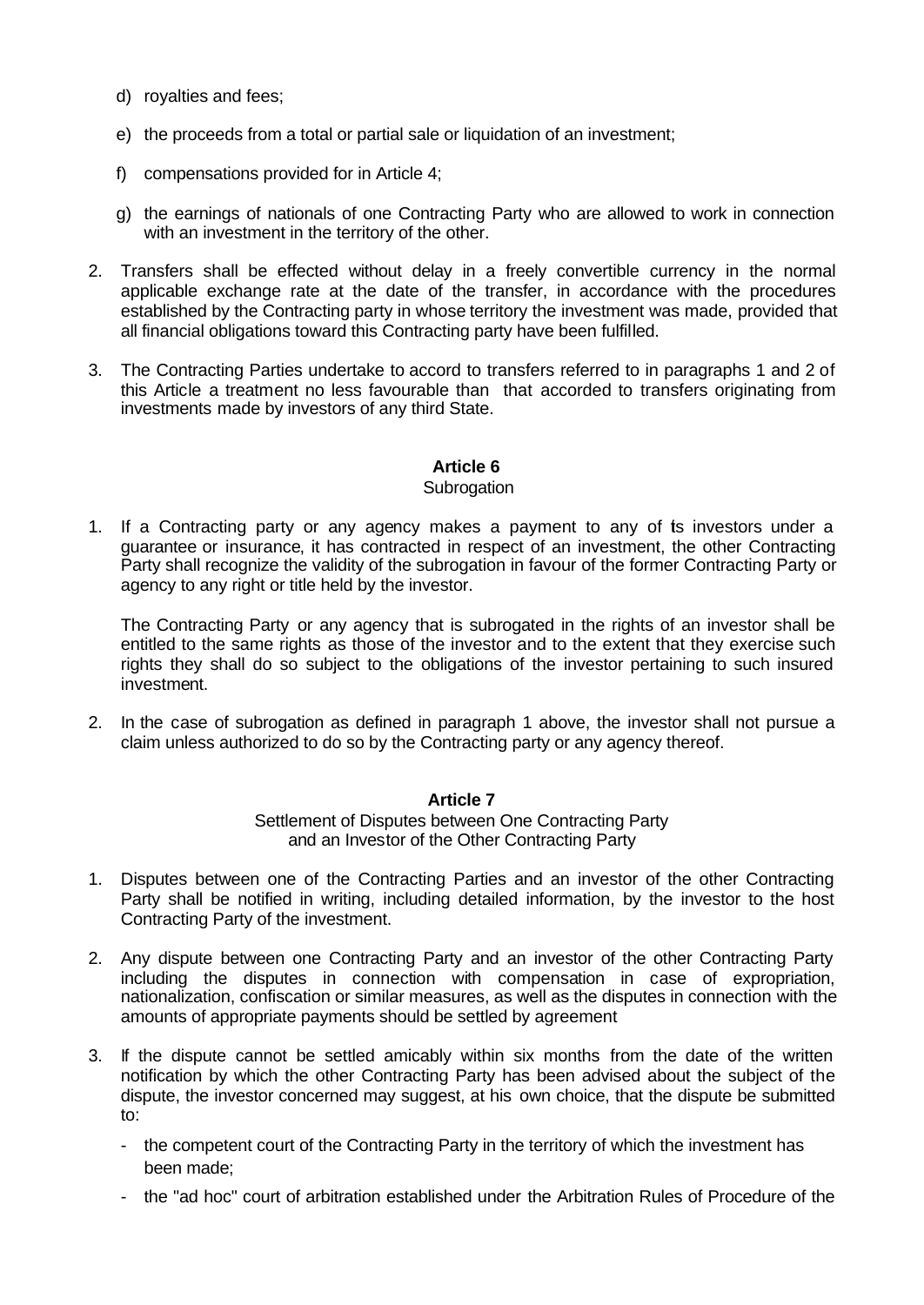d) royalties and fees;

e) the proceeds from a total or partial sale or liquidation of an investment;

f) compensations provided for in Article 4;

g) the earnings of nationals of one Contracting Party who are allowed to work in connection with an investment in the territory of the other.

2. Transfers shall be effected without delay in a freely convertible currency in the normal applicable exchange rate at the date of the transfer, in accordance with the procedures established by the Contracting party in whose territory the investment was made, provided that all financial obligations toward this Contracting party have been fulfilled.

3. The Contracting Parties undertake to accord to transfers referred to in paragraphs 1 and 2 of this Article a treatment no less favourable than that accorded to transfers originating from investments made by investors of any third State.

### Article 6
Subrogation

1. If a Contracting party or any agency makes a payment to any of its investors under a guarantee or insurance, it has contracted in respect of an investment, the other Contracting Party shall recognize the validity of the subrogation in favour of the former Contracting Party or agency to any right or title held by the investor.

   The Contracting Party or any agency that is subrogated in the rights of an investor shall be entitled to the same rights as those of the investor and to the extent that they exercise such rights they shall do so subject to the obligations of the investor pertaining to such insured investment.

2. In the case of subrogation as defined in paragraph 1 above, the investor shall not pursue a claim unless authorized to do so by the Contracting party or any agency thereof.

### Article 7
Settlement of Disputes between One Contracting Party and an Investor of the Other Contracting Party

1. Disputes between one of the Contracting Parties and an investor of the other Contracting Party shall be notified in writing, including detailed information, by the investor to the host Contracting Party of the investment.

2. Any dispute between one Contracting Party and an investor of the other Contracting Party including the disputes in connection with compensation in case of expropriation, nationalization, confiscation or similar measures, as well as the disputes in connection with the amounts of appropriate payments should be settled by agreement

3. If the dispute cannot be settled amicably within six months from the date of the written notification by which the other Contracting Party has been advised about the subject of the dispute, the investor concerned may suggest, at his own choice, that the dispute be submitted to:

   - the competent court of the Contracting Party in the territory of which the investment has been made;
   - the "ad hoc" court of arbitration established under the Arbitration Rules of Procedure of the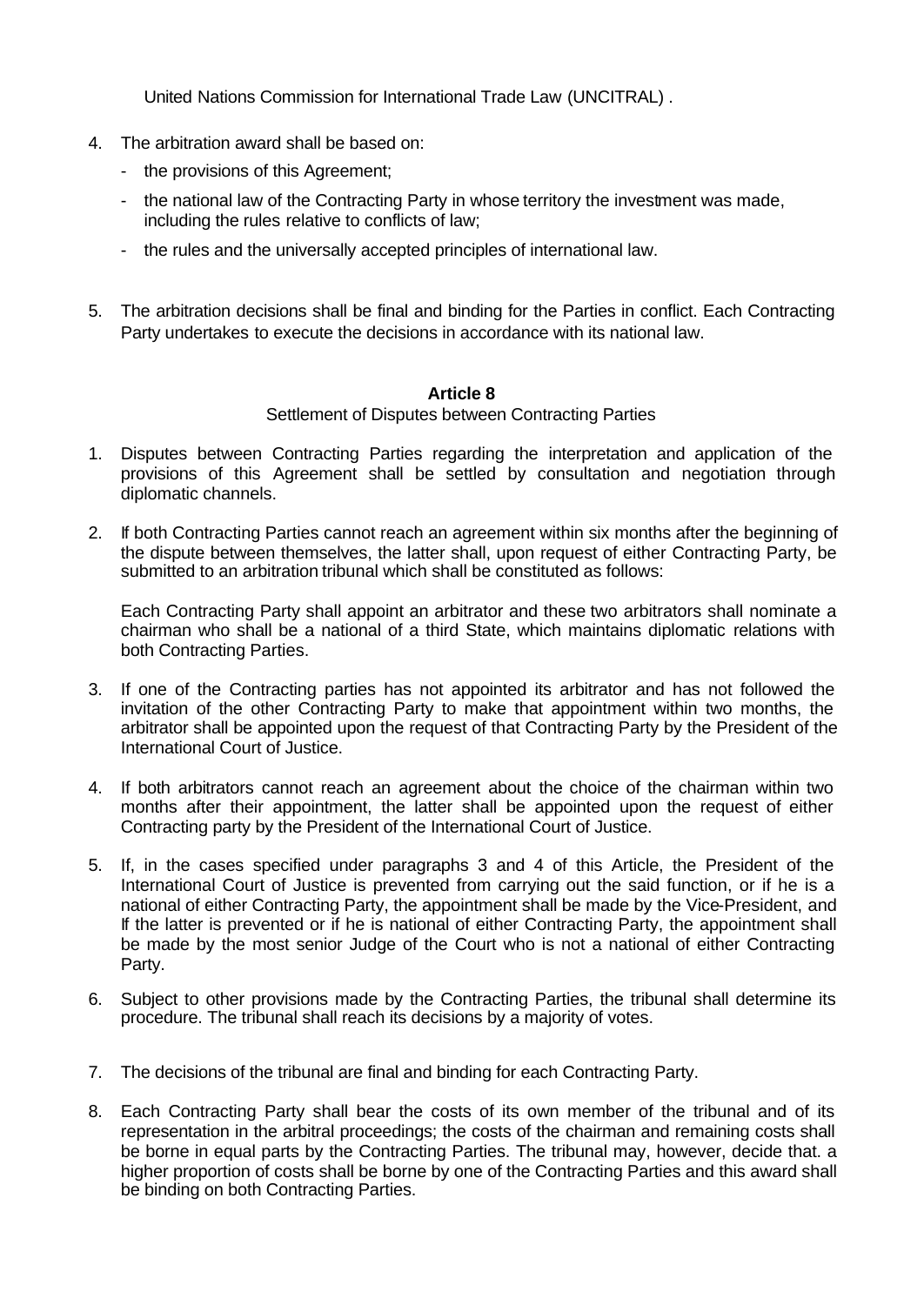United Nations Commission for International Trade Law (UNCITRAL) .

4. The arbitration award shall be based on:
   - the provisions of this Agreement;
   - the national law of the Contracting Party in whose territory the investment was made, including the rules relative to conflicts of law;
   - the rules and the universally accepted principles of international law.

5. The arbitration decisions shall be final and binding for the Parties in conflict. Each Contracting Party undertakes to execute the decisions in accordance with its national law.

**Article 8**

Settlement of Disputes between Contracting Parties

1. Disputes between Contracting Parties regarding the interpretation and application of the provisions of this Agreement shall be settled by consultation and negotiation through diplomatic channels.

2. If both Contracting Parties cannot reach an agreement within six months after the beginning of the dispute between themselves, the latter shall, upon request of either Contracting Party, be submitted to an arbitration tribunal which shall be constituted as follows:

   Each Contracting Party shall appoint an arbitrator and these two arbitrators shall nominate a chairman who shall be a national of a third State, which maintains diplomatic relations with both Contracting Parties.

3. If one of the Contracting parties has not appointed its arbitrator and has not followed the invitation of the other Contracting Party to make that appointment within two months, the arbitrator shall be appointed upon the request of that Contracting Party by the President of the International Court of Justice.

4. If both arbitrators cannot reach an agreement about the choice of the chairman within two months after their appointment, the latter shall be appointed upon the request of either Contracting party by the President of the International Court of Justice.

5. If, in the cases specified under paragraphs 3 and 4 of this Article, the President of the International Court of Justice is prevented from carrying out the said function, or if he is a national of either Contracting Party, the appointment shall be made by the Vice-President, and if the latter is prevented or if he is national of either Contracting Party, the appointment shall be made by the most senior Judge of the Court who is not a national of either Contracting Party.

6. Subject to other provisions made by the Contracting Parties, the tribunal shall determine its procedure. The tribunal shall reach its decisions by a majority of votes.

7. The decisions of the tribunal are final and binding for each Contracting Party.

8. Each Contracting Party shall bear the costs of its own member of the tribunal and of its representation in the arbitral proceedings; the costs of the chairman and remaining costs shall be borne in equal parts by the Contracting Parties. The tribunal may, however, decide that. a higher proportion of costs shall be borne by one of the Contracting Parties and this award shall be binding on both Contracting Parties.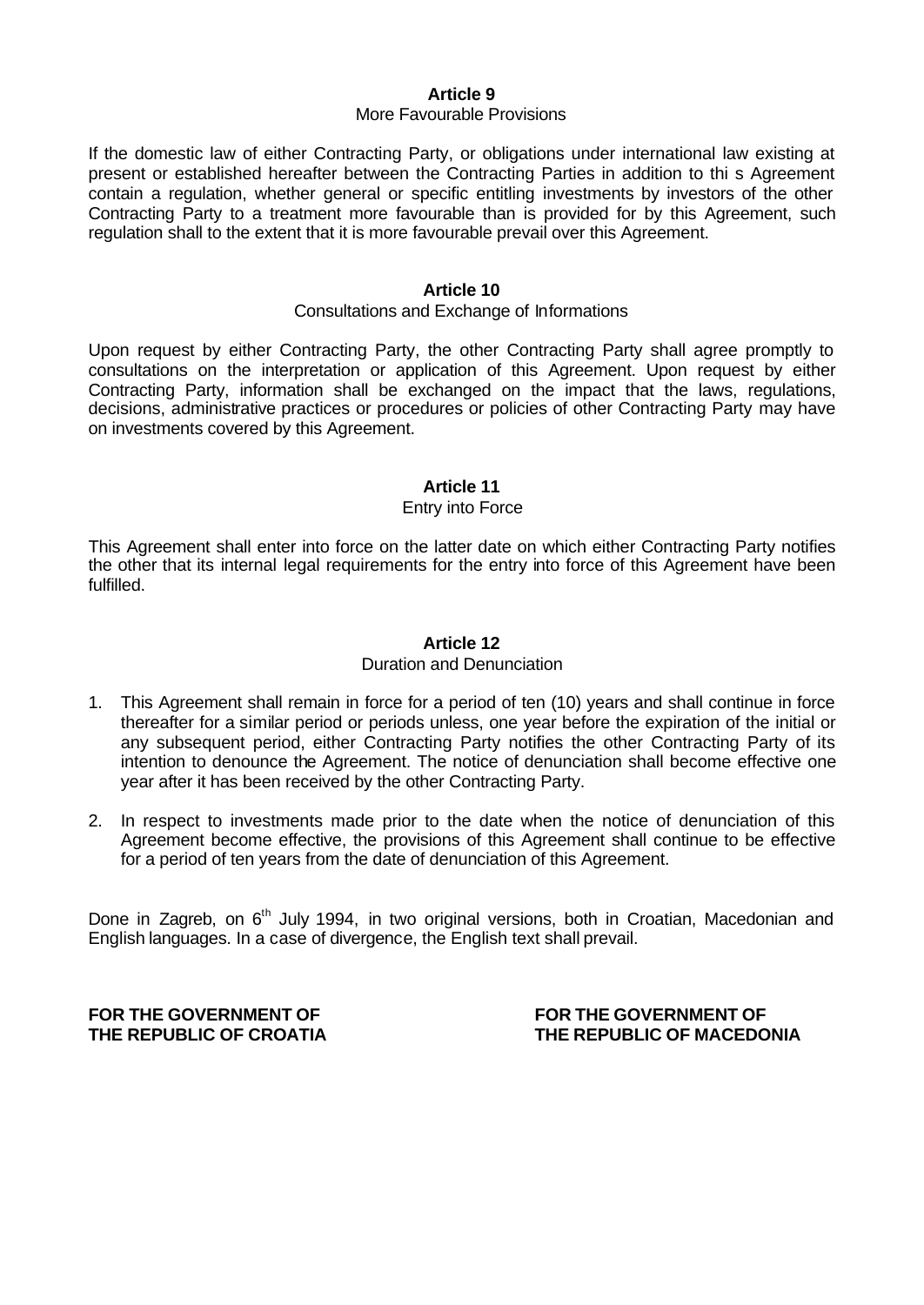**Article 9**

More Favourable Provisions

If the domestic law of either Contracting Party, or obligations under international law existing at present or established hereafter between the Contracting Parties in addition to thi s Agreement contain a regulation, whether general or specific entitling investments by investors of the other Contracting Party to a treatment more favourable than is provided for by this Agreement, such regulation shall to the extent that it is more favourable prevail over this Agreement.

**Article 10**

Consultations and Exchange of Informations

Upon request by either Contracting Party, the other Contracting Party shall agree promptly to consultations on the interpretation or application of this Agreement. Upon request by either Contracting Party, information shall be exchanged on the impact that the laws, regulations, decisions, administrative practices or procedures or policies of other Contracting Party may have on investments covered by this Agreement.

**Article 11**

Entry into Force

This Agreement shall enter into force on the latter date on which either Contracting Party notifies the other that its internal legal requirements for the entry into force of this Agreement have been fulfilled.

**Article 12**

Duration and Denunciation

1. This Agreement shall remain in force for a period of ten (10) years and shall continue in force thereafter for a similar period or periods unless, one year before the expiration of the initial or any subsequent period, either Contracting Party notifies the other Contracting Party of its intention to denounce the Agreement. The notice of denunciation shall become effective one year after it has been received by the other Contracting Party.

2. In respect to investments made prior to the date when the notice of denunciation of this Agreement become effective, the provisions of this Agreement shall continue to be effective for a period of ten years from the date of denunciation of this Agreement.

Done in Zagreb, on 6th July 1994, in two original versions, both in Croatian, Macedonian and English languages. In a case of divergence, the English text shall prevail.

**FOR THE GOVERNMENT OF THE REPUBLIC OF CROATIA**

**FOR THE GOVERNMENT OF THE REPUBLIC OF MACEDONIA**